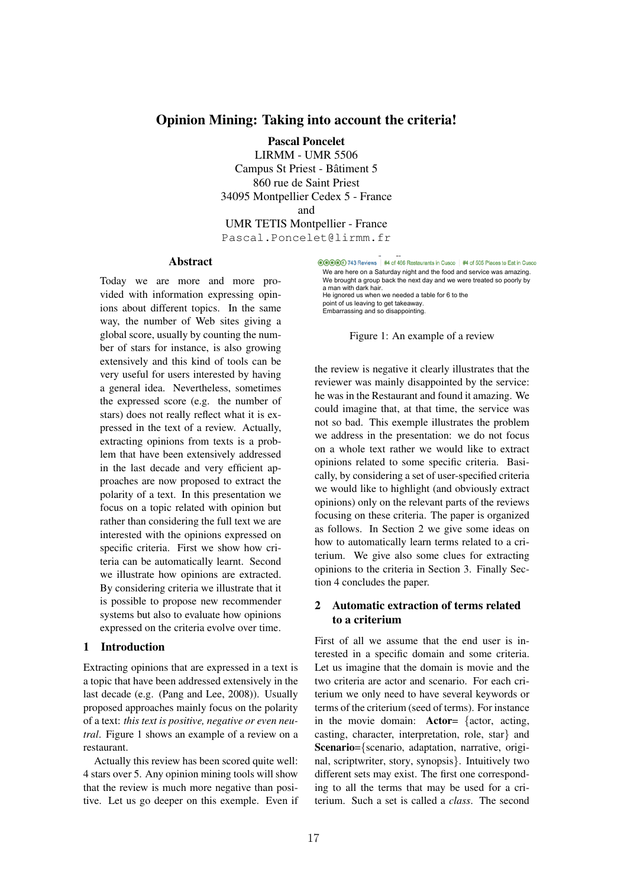# Opinion Mining: Taking into account the criteria!

**Pascal Poncelet**
LIRMM - UMR 5506
Campus St Priest - Bâtiment 5
860 rue de Saint Priest
34095 Montpellier Cedex 5 - France
and
UMR TETIS Montpellier - France
Pascal.Poncelet@lirmm.fr

## Abstract

Today we are more and more provided with information expressing opinions about different topics. In the same way, the number of Web sites giving a global score, usually by counting the number of stars for instance, is also growing extensively and this kind of tools can be very useful for users interested by having a general idea. Nevertheless, sometimes the expressed score (e.g. the number of stars) does not really reflect what it is expressed in the text of a review. Actually, extracting opinions from texts is a problem that have been extensively addressed in the last decade and very efficient approaches are now proposed to extract the polarity of a text. In this presentation we focus on a topic related with opinion but rather than considering the full text we are interested with the opinions expressed on specific criteria. First we show how criteria can be automatically learnt. Second we illustrate how opinions are extracted. By considering criteria we illustrate that it is possible to propose new recommender systems but also to evaluate how opinions expressed on the criteria evolve over time.

## 1 Introduction

Extracting opinions that are expressed in a text is a topic that have been addressed extensively in the last decade (e.g. (Pang and Lee, 2008)). Usually proposed approaches mainly focus on the polarity of a text: *this text is positive, negative or even neutral*. Figure 1 shows an example of a review on a restaurant.

Actually this review has been scored quite well: 4 stars over 5. Any opinion mining tools will show that the review is much more negative than positive. Let us go deeper on this exemple. Even if the review is negative it clearly illustrates that the reviewer was mainly disappointed by the service: he was in the Restaurant and found it amazing. We could imagine that, at that time, the service was not so bad. This exemple illustrates the problem we address in the presentation: we do not focus on a whole text rather we would like to extract opinions related to some specific criteria. Basically, by considering a set of user-specified criteria we would like to highlight (and obviously extract opinions) only on the relevant parts of the reviews focusing on these criteria. The paper is organized as follows. In Section 2 we give some ideas on how to automatically learn terms related to a criterium. We give also some clues for extracting opinions to the criteria in Section 3. Finally Section 4 concludes the paper.

743 Reviews | #4 of 466 Restaurants in Cusco | #4 of 505 Places to Eat in Cusco

We are here on a Saturday night and the food and service was amazing.
We brought a group back the next day and we were treated so poorly by a man with dark hair.
He ignored us when we needed a table for 6 to the point of us leaving to get takeaway.
Embarrassing and so disappointing.

Figure 1: An example of a review

## 2 Automatic extraction of terms related to a criterium

First of all we assume that the end user is interested in a specific domain and some criteria. Let us imagine that the domain is movie and the two criteria are actor and scenario. For each criterium we only need to have several keywords or terms of the criterium (seed of terms). For instance in the movie domain: **Actor**= {actor, acting, casting, character, interpretation, role, star} and **Scenario**={scenario, adaptation, narrative, original, scriptwriter, story, synopsis}. Intuitively two different sets may exist. The first one corresponding to all the terms that may be used for a criterium. Such a set is called a *class*. The second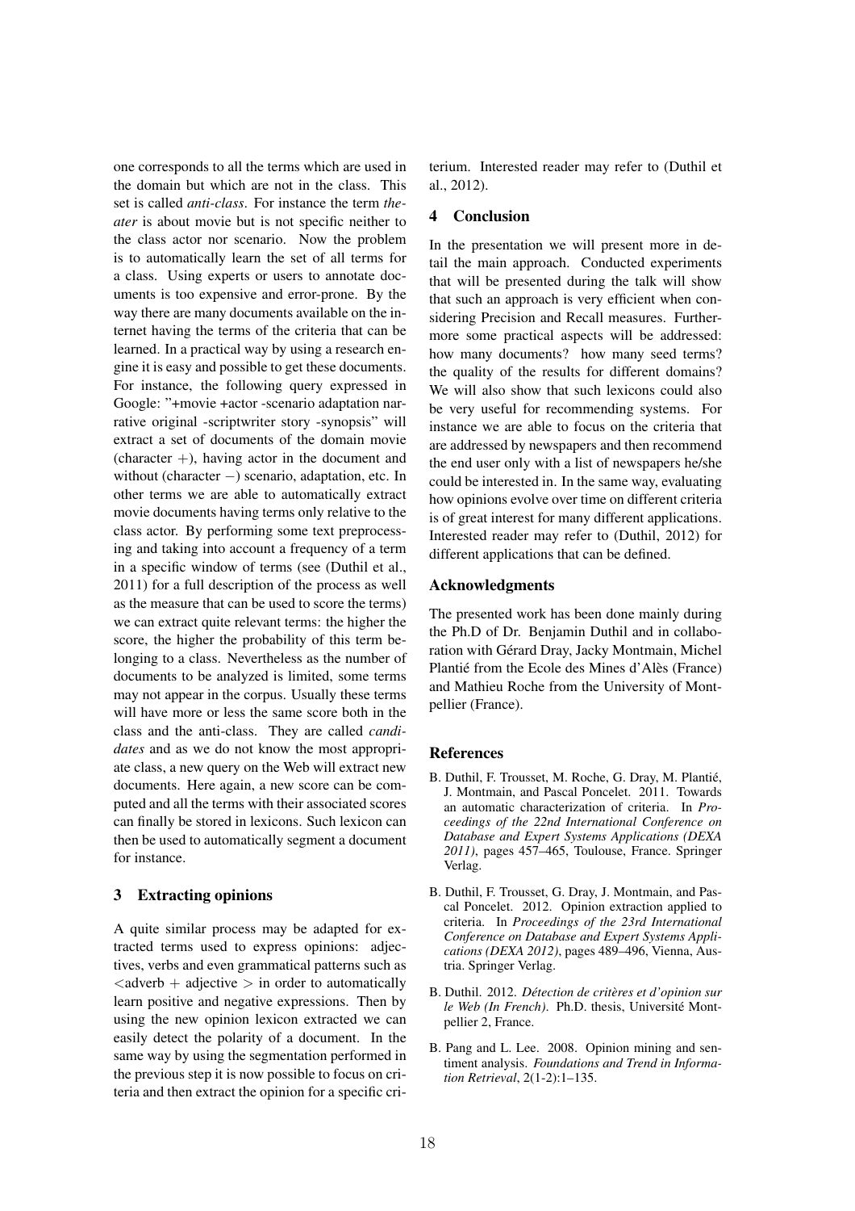one corresponds to all the terms which are used in the domain but which are not in the class. This set is called *anti-class*. For instance the term *theater* is about movie but is not specific neither to the class actor nor scenario. Now the problem is to automatically learn the set of all terms for a class. Using experts or users to annotate documents is too expensive and error-prone. By the way there are many documents available on the internet having the terms of the criteria that can be learned. In a practical way by using a research engine it is easy and possible to get these documents. For instance, the following query expressed in Google: "+movie +actor -scenario adaptation narrative original -scriptwriter story -synopsis" will extract a set of documents of the domain movie (character $+$), having actor in the document and without (character $-$) scenario, adaptation, etc. In other terms we are able to automatically extract movie documents having terms only relative to the class actor. By performing some text preprocessing and taking into account a frequency of a term in a specific window of terms (see (Duthil et al., 2011) for a full description of the process as well as the measure that can be used to score the terms) we can extract quite relevant terms: the higher the score, the higher the probability of this term belonging to a class. Nevertheless as the number of documents to be analyzed is limited, some terms may not appear in the corpus. Usually these terms will have more or less the same score both in the class and the anti-class. They are called *candidates* and as we do not know the most appropriate class, a new query on the Web will extract new documents. Here again, a new score can be computed and all the terms with their associated scores can finally be stored in lexicons. Such lexicon can then be used to automatically segment a document for instance.

## 3 Extracting opinions

A quite similar process may be adapted for extracted terms used to express opinions: adjectives, verbs and even grammatical patterns such as $<$adverb $+$ adjective $>$ in order to automatically learn positive and negative expressions. Then by using the new opinion lexicon extracted we can easily detect the polarity of a document. In the same way by using the segmentation performed in the previous step it is now possible to focus on criteria and then extract the opinion for a specific criterium. Interested reader may refer to (Duthil et al., 2012).

## 4 Conclusion

In the presentation we will present more in detail the main approach. Conducted experiments that will be presented during the talk will show that such an approach is very efficient when considering Precision and Recall measures. Furthermore some practical aspects will be addressed: how many documents? how many seed terms? the quality of the results for different domains? We will also show that such lexicons could also be very useful for recommending systems. For instance we are able to focus on the criteria that are addressed by newspapers and then recommend the end user only with a list of newspapers he/she could be interested in. In the same way, evaluating how opinions evolve over time on different criteria is of great interest for many different applications. Interested reader may refer to (Duthil, 2012) for different applications that can be defined.

## Acknowledgments

The presented work has been done mainly during the Ph.D of Dr. Benjamin Duthil and in collaboration with Gérard Dray, Jacky Montmain, Michel Plantié from the Ecole des Mines d'Alès (France) and Mathieu Roche from the University of Montpellier (France).

## References

B. Duthil, F. Trousset, M. Roche, G. Dray, M. Plantié, J. Montmain, and Pascal Poncelet. 2011. Towards an automatic characterization of criteria. In *Proceedings of the 22nd International Conference on Database and Expert Systems Applications (DEXA 2011)*, pages 457–465, Toulouse, France. Springer Verlag.

B. Duthil, F. Trousset, G. Dray, J. Montmain, and Pascal Poncelet. 2012. Opinion extraction applied to criteria. In *Proceedings of the 23rd International Conference on Database and Expert Systems Applications (DEXA 2012)*, pages 489–496, Vienna, Austria. Springer Verlag.

B. Duthil. 2012. *Détection de critères et d'opinion sur le Web (In French)*. Ph.D. thesis, Université Montpellier 2, France.

B. Pang and L. Lee. 2008. Opinion mining and sentiment analysis. *Foundations and Trend in Information Retrieval*, 2(1-2):1–135.